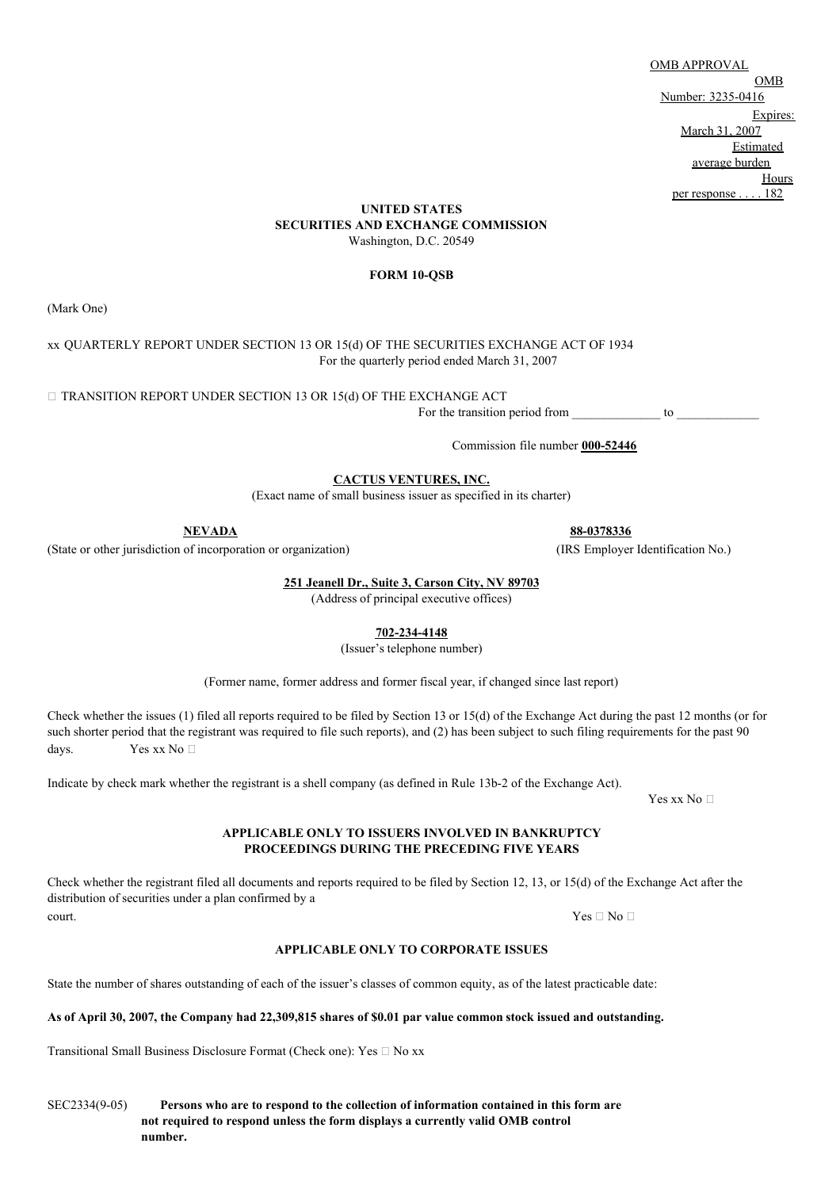OMB APPROVAL
OMB Number: 3235-0416
Expires: March 31, 2007
Estimated average burden Hours per response . . . . 182

**UNITED STATES**
**SECURITIES AND EXCHANGE COMMISSION**
Washington, D.C. 20549

**FORM 10-QSB**

(Mark One)

xx QUARTERLY REPORT UNDER SECTION 13 OR 15(d) OF THE SECURITIES EXCHANGE ACT OF 1934
For the quarterly period ended March 31, 2007

□ TRANSITION REPORT UNDER SECTION 13 OR 15(d) OF THE EXCHANGE ACT
For the transition period from ______________ to _____________

Commission file number **000-52446**

**CACTUS VENTURES, INC.**
(Exact name of small business issuer as specified in its charter)

**NEVADA**
(State or other jurisdiction of incorporation or organization)

**88-0378336**
(IRS Employer Identification No.)

**251 Jeanell Dr., Suite 3, Carson City, NV 89703**
(Address of principal executive offices)

**702-234-4148**
(Issuer's telephone number)

(Former name, former address and former fiscal year, if changed since last report)

Check whether the issues (1) filed all reports required to be filed by Section 13 or 15(d) of the Exchange Act during the past 12 months (or for such shorter period that the registrant was required to file such reports), and (2) has been subject to such filing requirements for the past 90 days. Yes xx No □

Indicate by check mark whether the registrant is a shell company (as defined in Rule 13b-2 of the Exchange Act).
Yes xx No □

**APPLICABLE ONLY TO ISSUERS INVOLVED IN BANKRUPTCY PROCEEDINGS DURING THE PRECEDING FIVE YEARS**

Check whether the registrant filed all documents and reports required to be filed by Section 12, 13, or 15(d) of the Exchange Act after the distribution of securities under a plan confirmed by a court. Yes □ No □

**APPLICABLE ONLY TO CORPORATE ISSUES**

State the number of shares outstanding of each of the issuer's classes of common equity, as of the latest practicable date:

**As of April 30, 2007, the Company had 22,309,815 shares of $0.01 par value common stock issued and outstanding.**

Transitional Small Business Disclosure Format (Check one): Yes □ No xx

SEC2334(9-05) **Persons who are to respond to the collection of information contained in this form are not required to respond unless the form displays a currently valid OMB control number.**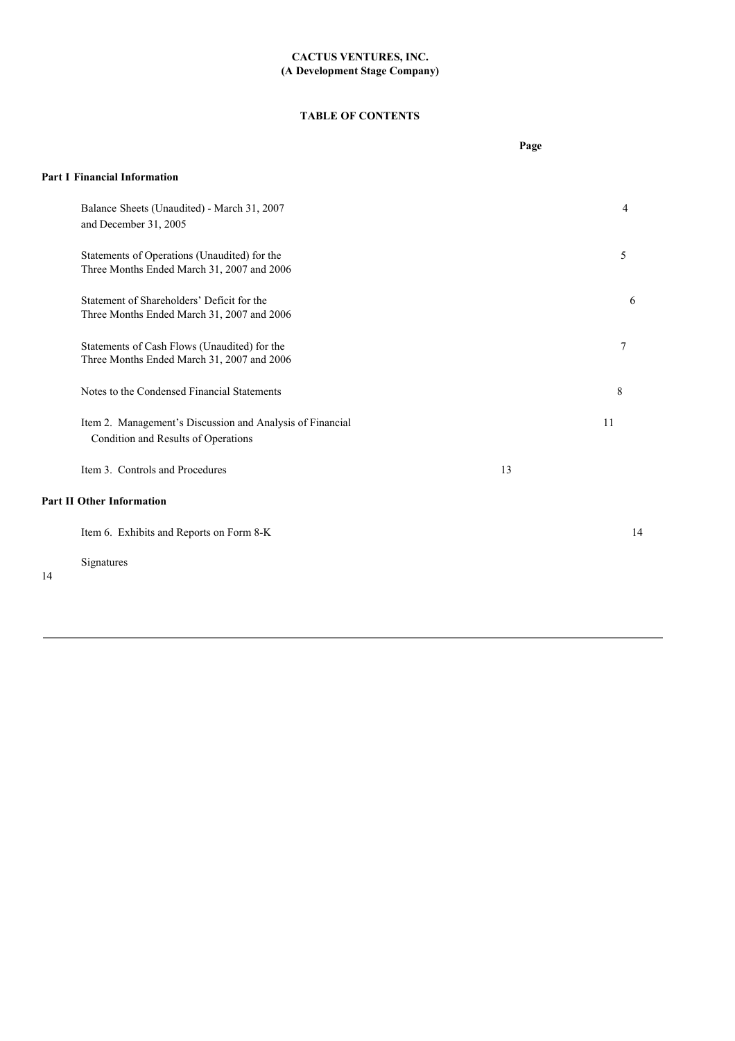**CACTUS VENTURES, INC.**
**(A Development Stage Company)**

**TABLE OF CONTENTS**

| | Page |
|---|---|
| **Part I Financial Information** | |
| Balance Sheets (Unaudited) - March 31, 2007 and December 31, 2005 | 4 |
| Statements of Operations (Unaudited) for the Three Months Ended March 31, 2007 and 2006 | 5 |
| Statement of Shareholders' Deficit for the Three Months Ended March 31, 2007 and 2006 | 6 |
| Statements of Cash Flows (Unaudited) for the Three Months Ended March 31, 2007 and 2006 | 7 |
| Notes to the Condensed Financial Statements | 8 |
| Item 2. Management's Discussion and Analysis of Financial Condition and Results of Operations | 11 |
| Item 3. Controls and Procedures | 13 |
| **Part II Other Information** | |
| Item 6. Exhibits and Reports on Form 8-K | 14 |
| Signatures | 14 |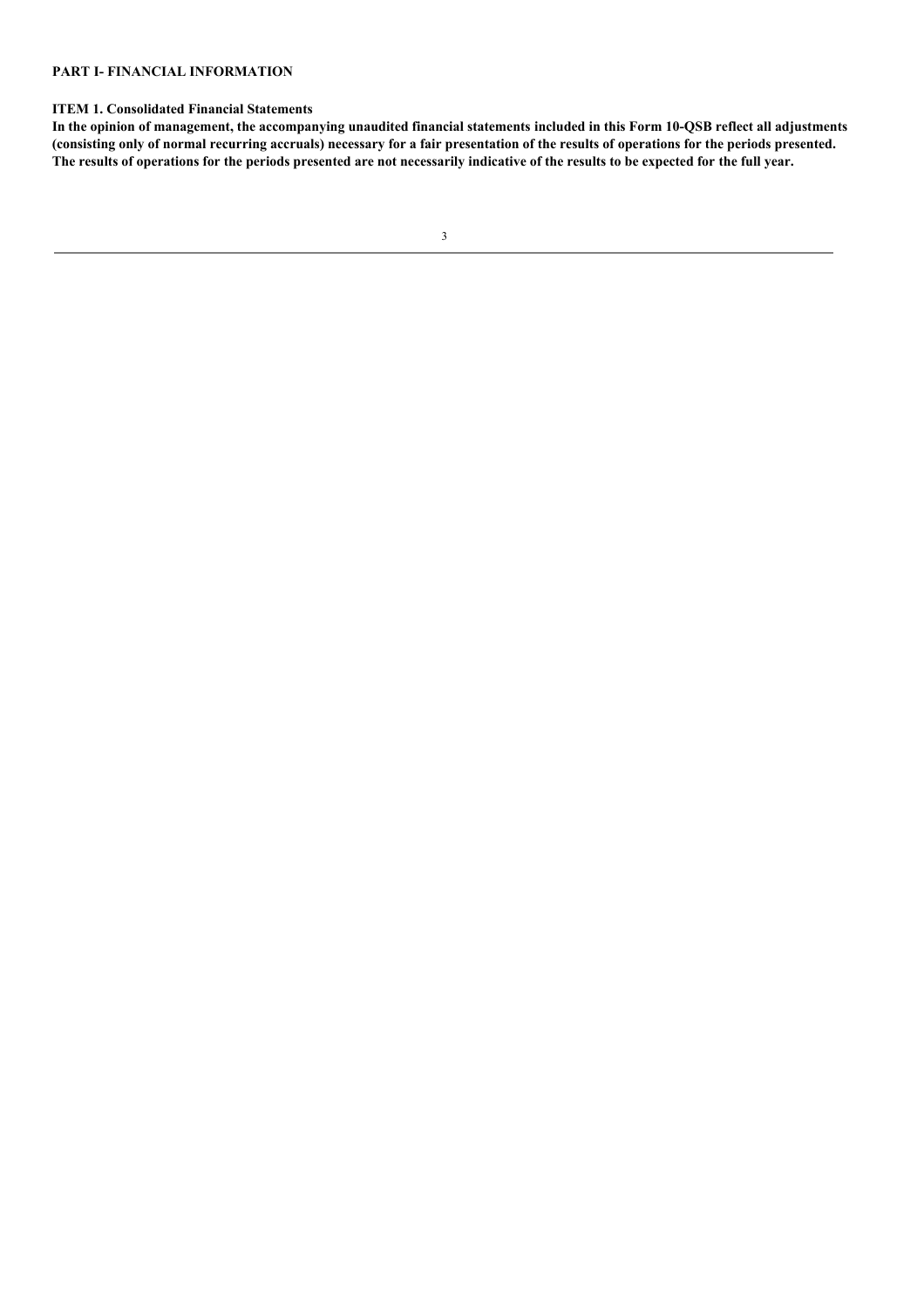## PART I- FINANCIAL INFORMATION

### ITEM 1. Consolidated Financial Statements

**In the opinion of management, the accompanying unaudited financial statements included in this Form 10-QSB reflect all adjustments (consisting only of normal recurring accruals) necessary for a fair presentation of the results of operations for the periods presented. The results of operations for the periods presented are not necessarily indicative of the results to be expected for the full year.**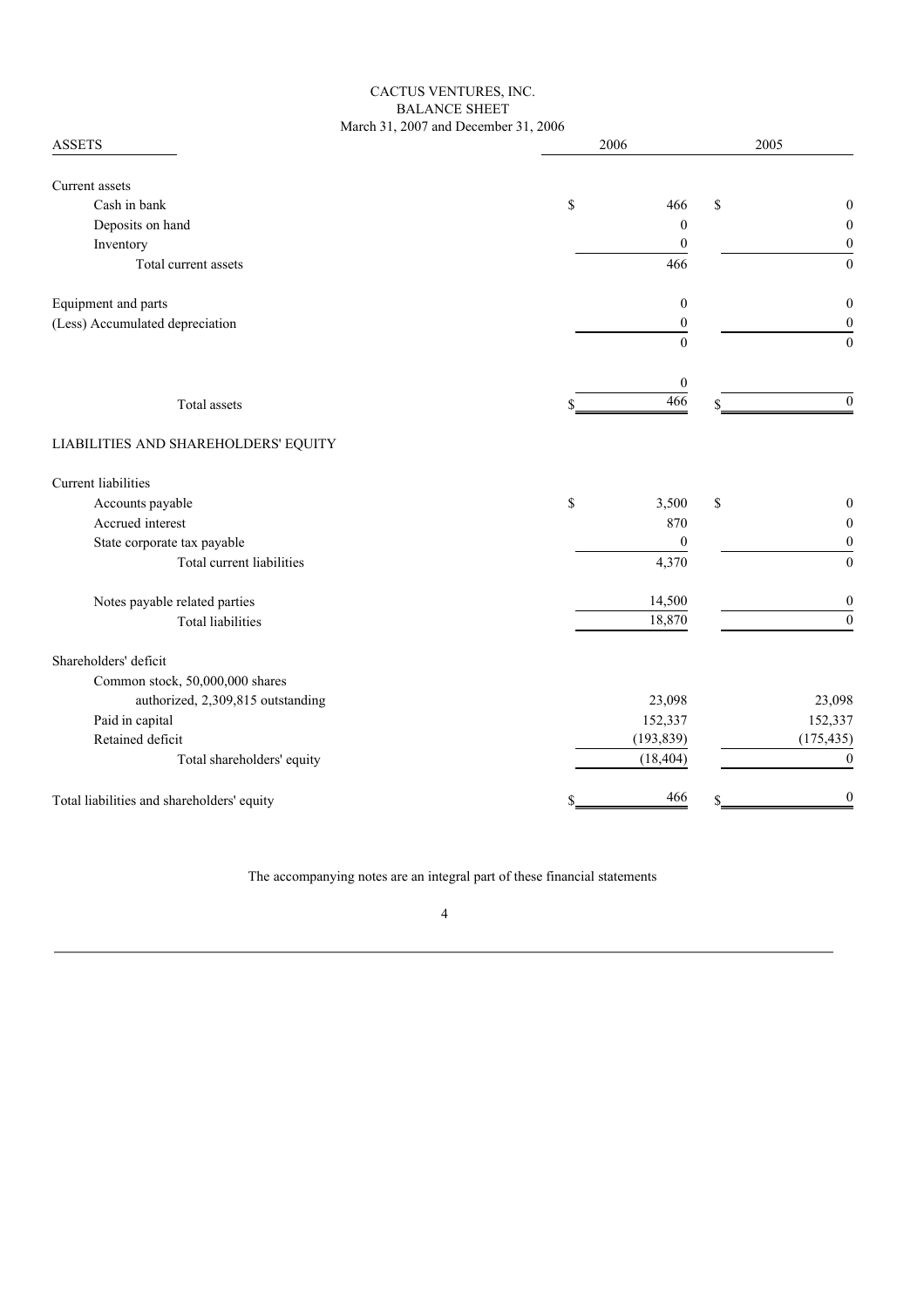CACTUS VENTURES, INC.
BALANCE SHEET
March 31, 2007 and December 31, 2006

| ASSETS | 2006 | 2005 |
|---|---|---|
| Current assets | | |
| Cash in bank | $ 466 | $ 0 |
| Deposits on hand | 0 | 0 |
| Inventory | 0 | 0 |
| Total current assets | 466 | 0 |
| Equipment and parts | 0 | 0 |
| (Less) Accumulated depreciation | 0 | 0 |
| | 0 | 0 |
| | 0 | |
| Total assets | $ 466 | $ 0 |
| LIABILITIES AND SHAREHOLDERS' EQUITY | | |
| Current liabilities | | |
| Accounts payable | $ 3,500 | $ 0 |
| Accrued interest | 870 | 0 |
| State corporate tax payable | 0 | 0 |
| Total current liabilities | 4,370 | 0 |
| Notes payable related parties | 14,500 | 0 |
| Total liabilities | 18,870 | 0 |
| Shareholders' deficit | | |
| Common stock, 50,000,000 shares authorized, 2,309,815 outstanding | 23,098 | 23,098 |
| Paid in capital | 152,337 | 152,337 |
| Retained deficit | (193,839) | (175,435) |
| Total shareholders' equity | (18,404) | 0 |
| Total liabilities and shareholders' equity | $ 466 | $ 0 |

The accompanying notes are an integral part of these financial statements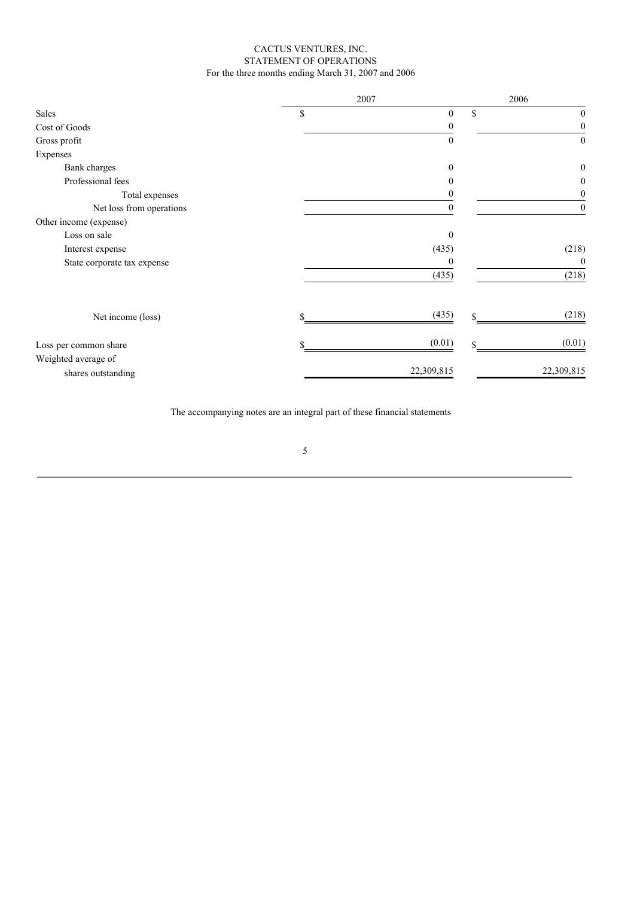CACTUS VENTURES, INC.
STATEMENT OF OPERATIONS
For the three months ending March 31, 2007 and 2006

| | 2007 | 2006 |
|---|---|---|
| Sales | $ 0 | $ 0 |
| Cost of Goods | 0 | 0 |
| Gross profit | 0 | 0 |
| Expenses | | |
| Bank charges | 0 | 0 |
| Professional fees | 0 | 0 |
| Total expenses | 0 | 0 |
| Net loss from operations | 0 | 0 |
| Other income (expense) | | |
| Loss on sale | 0 | |
| Interest expense | (435) | (218) |
| State corporate tax expense | 0 | 0 |
| | (435) | (218) |
| Net income (loss) | $ (435) | $ (218) |
| Loss per common share | $ (0.01) | $ (0.01) |
| Weighted average of shares outstanding | 22,309,815 | 22,309,815 |

The accompanying notes are an integral part of these financial statements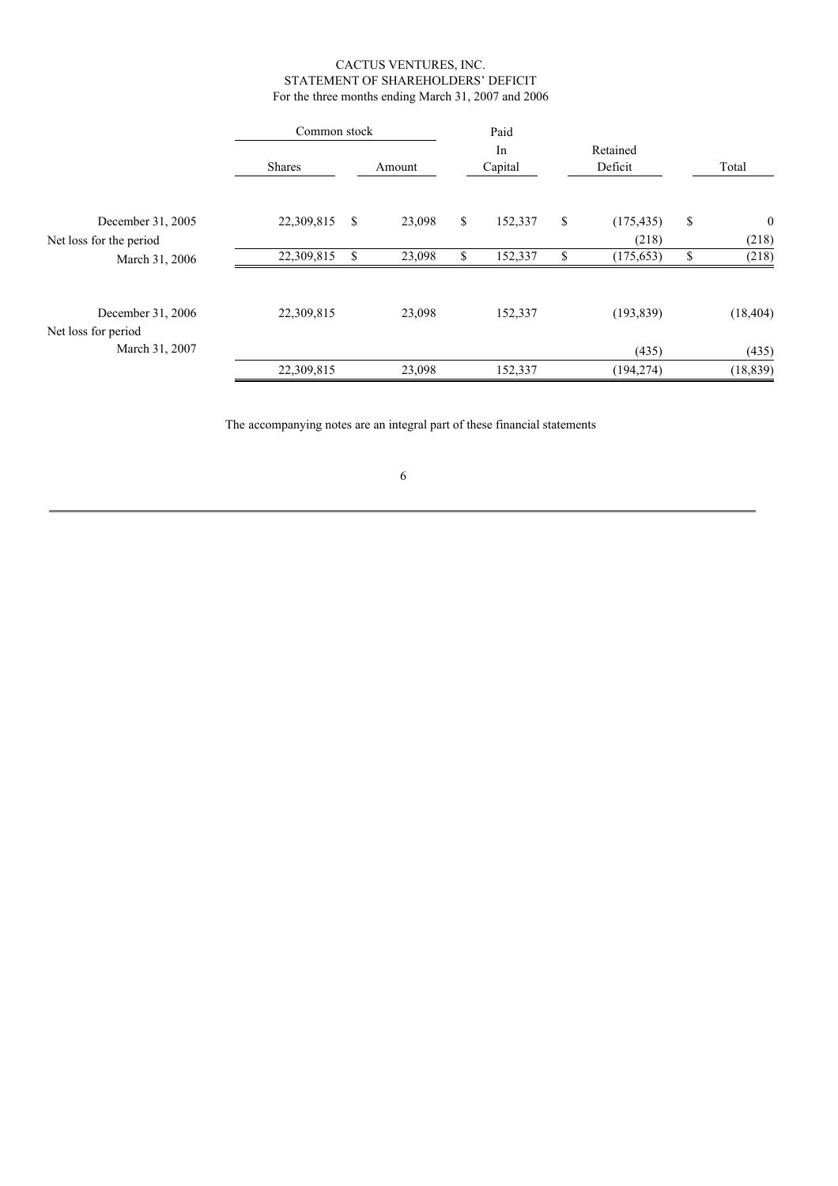CACTUS VENTURES, INC.
STATEMENT OF SHAREHOLDERS' DEFICIT
For the three months ending March 31, 2007 and 2006

| | Common stock | | Paid In Capital | Retained Deficit | Total |
|---|---|---|---|---|---|
| | Shares | Amount | | | |
| December 31, 2005 | 22,309,815 | $ 23,098 | $ 152,337 | $ (175,435) | $ 0 |
| Net loss for the period | | | | (218) | (218) |
| March 31, 2006 | 22,309,815 | $ 23,098 | $ 152,337 | $ (175,653) | $ (218) |
| December 31, 2006 | 22,309,815 | 23,098 | 152,337 | (193,839) | (18,404) |
| Net loss for period March 31, 2007 | | | | (435) | (435) |
| | 22,309,815 | 23,098 | 152,337 | (194,274) | (18,839) |

The accompanying notes are an integral part of these financial statements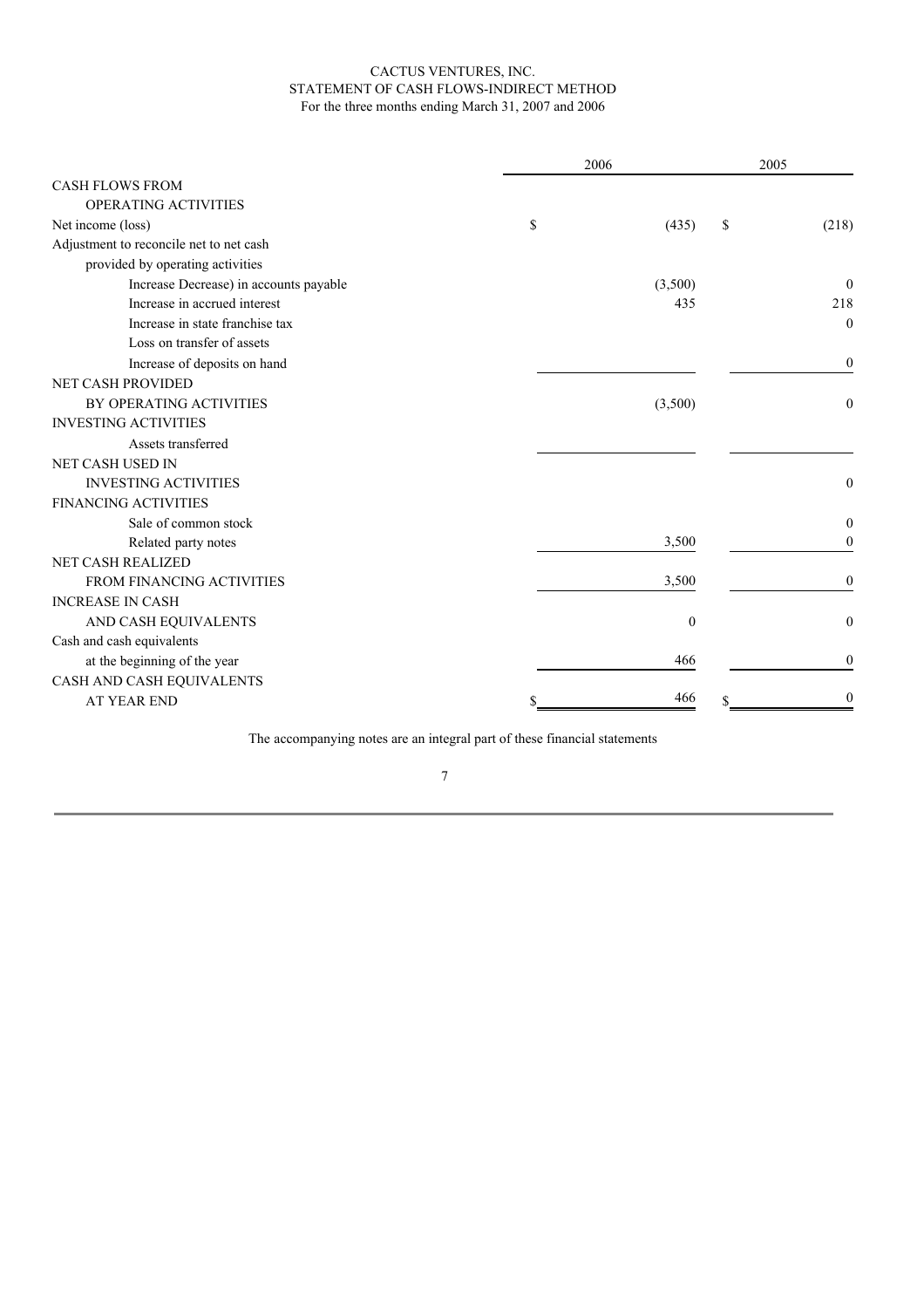CACTUS VENTURES, INC.
STATEMENT OF CASH FLOWS-INDIRECT METHOD
For the three months ending March 31, 2007 and 2006

| | 2006 | 2005 |
|---|---|---|
| CASH FLOWS FROM | | |
| OPERATING ACTIVITIES | | |
| Net income (loss) | $ (435) | $ (218) |
| Adjustment to reconcile net to net cash | | |
| provided by operating activities | | |
| Increase Decrease) in accounts payable | (3,500) | 0 |
| Increase in accrued interest | 435 | 218 |
| Increase in state franchise tax | | 0 |
| Loss on transfer of assets | | |
| Increase of deposits on hand | | 0 |
| NET CASH PROVIDED | | |
| BY OPERATING ACTIVITIES | (3,500) | 0 |
| INVESTING ACTIVITIES | | |
| Assets transferred | | |
| NET CASH USED IN | | |
| INVESTING ACTIVITIES | | 0 |
| FINANCING ACTIVITIES | | |
| Sale of common stock | | 0 |
| Related party notes | 3,500 | 0 |
| NET CASH REALIZED | | |
| FROM FINANCING ACTIVITIES | 3,500 | 0 |
| INCREASE IN CASH | | |
| AND CASH EQUIVALENTS | 0 | 0 |
| Cash and cash equivalents | | |
| at the beginning of the year | 466 | 0 |
| CASH AND CASH EQUIVALENTS | | |
| AT YEAR END | $ 466 | $ 0 |

The accompanying notes are an integral part of these financial statements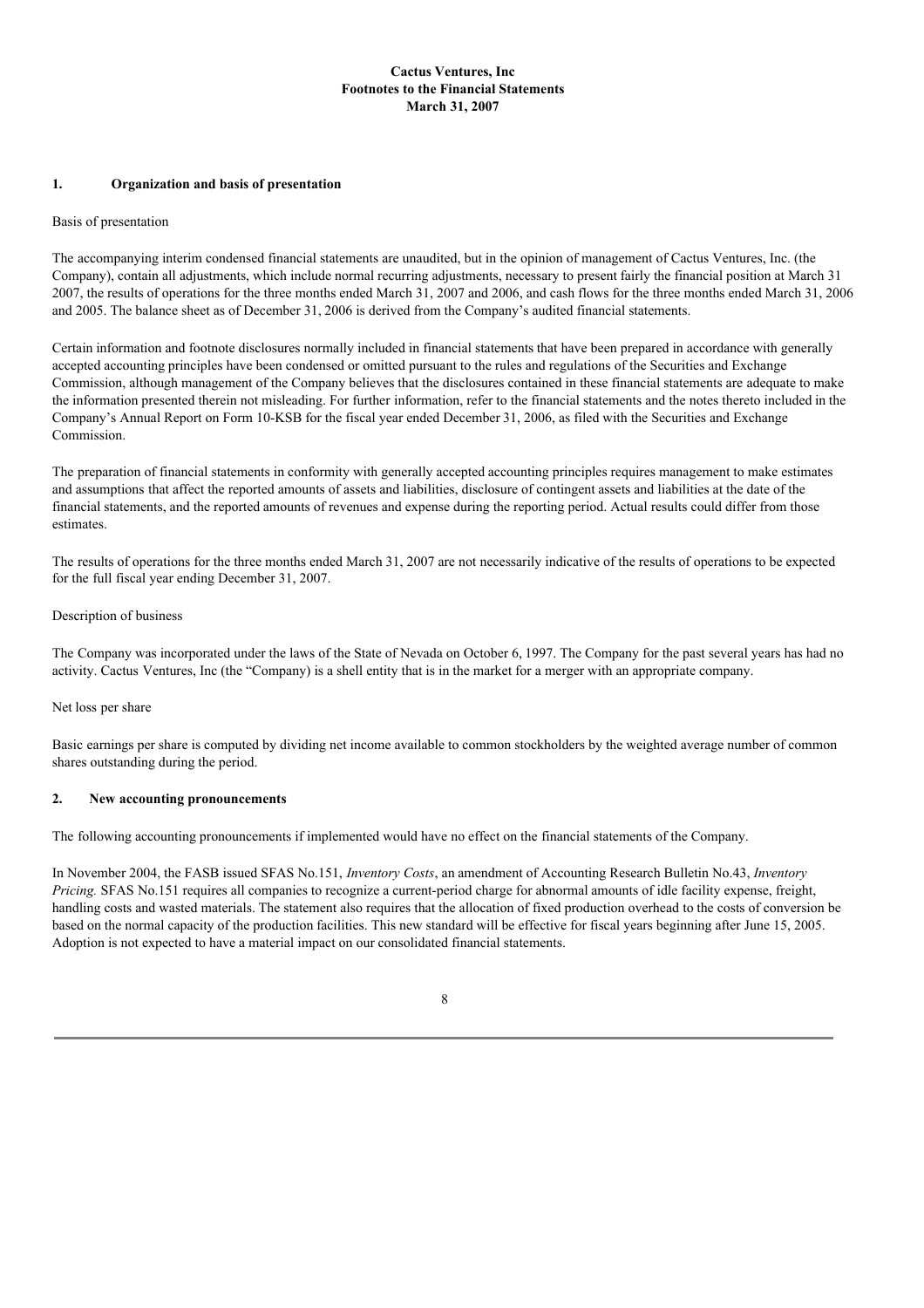**Cactus Ventures, Inc**
**Footnotes to the Financial Statements**
**March 31, 2007**

## 1. Organization and basis of presentation

Basis of presentation

The accompanying interim condensed financial statements are unaudited, but in the opinion of management of Cactus Ventures, Inc. (the Company), contain all adjustments, which include normal recurring adjustments, necessary to present fairly the financial position at March 31 2007, the results of operations for the three months ended March 31, 2007 and 2006, and cash flows for the three months ended March 31, 2006 and 2005. The balance sheet as of December 31, 2006 is derived from the Company's audited financial statements.

Certain information and footnote disclosures normally included in financial statements that have been prepared in accordance with generally accepted accounting principles have been condensed or omitted pursuant to the rules and regulations of the Securities and Exchange Commission, although management of the Company believes that the disclosures contained in these financial statements are adequate to make the information presented therein not misleading. For further information, refer to the financial statements and the notes thereto included in the Company's Annual Report on Form 10-KSB for the fiscal year ended December 31, 2006, as filed with the Securities and Exchange Commission.

The preparation of financial statements in conformity with generally accepted accounting principles requires management to make estimates and assumptions that affect the reported amounts of assets and liabilities, disclosure of contingent assets and liabilities at the date of the financial statements, and the reported amounts of revenues and expense during the reporting period. Actual results could differ from those estimates.

The results of operations for the three months ended March 31, 2007 are not necessarily indicative of the results of operations to be expected for the full fiscal year ending December 31, 2007.

Description of business

The Company was incorporated under the laws of the State of Nevada on October 6, 1997. The Company for the past several years has had no activity. Cactus Ventures, Inc (the "Company) is a shell entity that is in the market for a merger with an appropriate company.

Net loss per share

Basic earnings per share is computed by dividing net income available to common stockholders by the weighted average number of common shares outstanding during the period.

## 2. New accounting pronouncements

The following accounting pronouncements if implemented would have no effect on the financial statements of the Company.

In November 2004, the FASB issued SFAS No.151, *Inventory Costs*, an amendment of Accounting Research Bulletin No.43, *Inventory Pricing.* SFAS No.151 requires all companies to recognize a current-period charge for abnormal amounts of idle facility expense, freight, handling costs and wasted materials. The statement also requires that the allocation of fixed production overhead to the costs of conversion be based on the normal capacity of the production facilities. This new standard will be effective for fiscal years beginning after June 15, 2005. Adoption is not expected to have a material impact on our consolidated financial statements.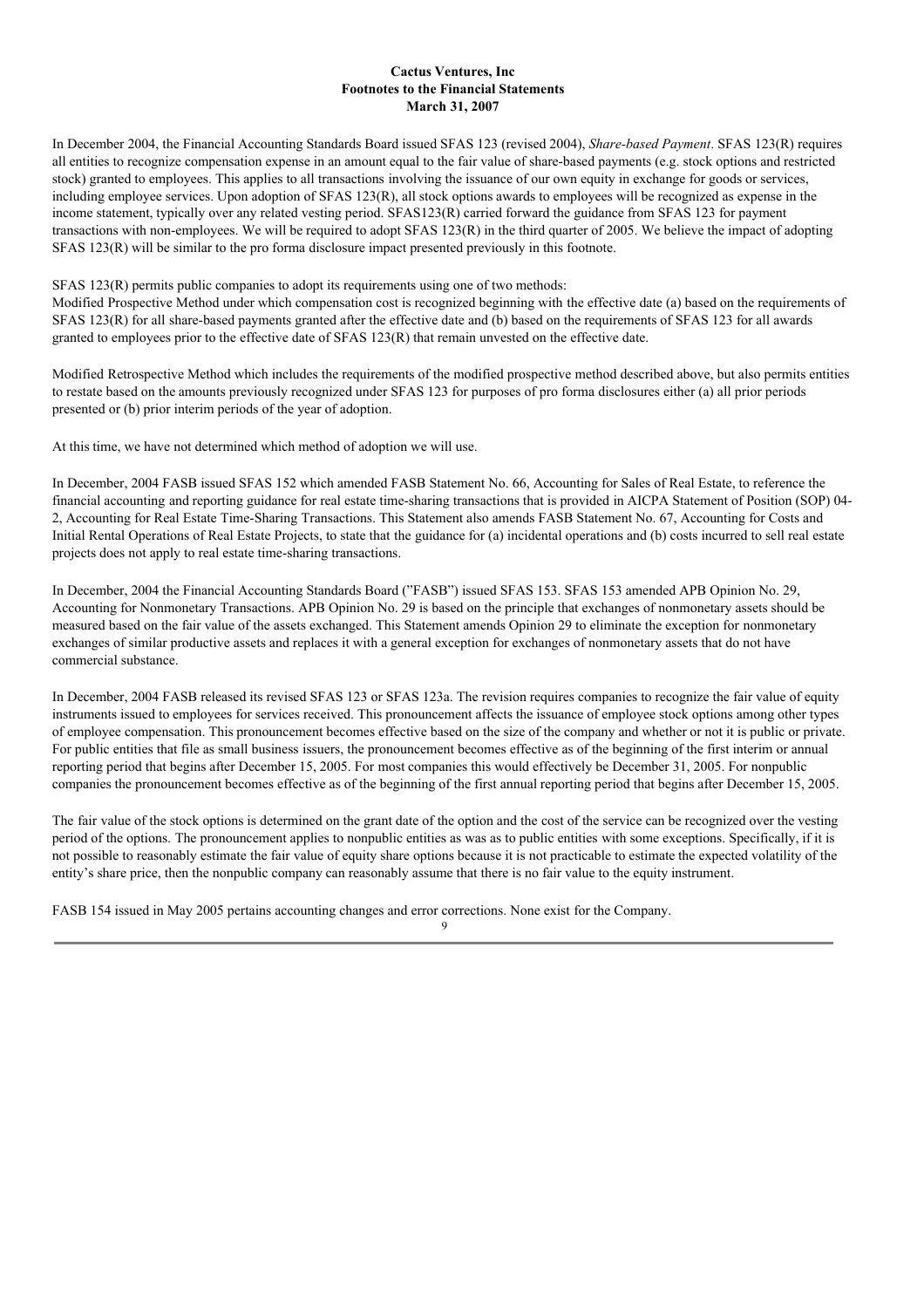**Cactus Ventures, Inc**
**Footnotes to the Financial Statements**
**March 31, 2007**

In December 2004, the Financial Accounting Standards Board issued SFAS 123 (revised 2004), *Share-based Payment*. SFAS 123(R) requires all entities to recognize compensation expense in an amount equal to the fair value of share-based payments (e.g. stock options and restricted stock) granted to employees. This applies to all transactions involving the issuance of our own equity in exchange for goods or services, including employee services. Upon adoption of SFAS 123(R), all stock options awards to employees will be recognized as expense in the income statement, typically over any related vesting period. SFAS123(R) carried forward the guidance from SFAS 123 for payment transactions with non-employees. We will be required to adopt SFAS 123(R) in the third quarter of 2005. We believe the impact of adopting SFAS 123(R) will be similar to the pro forma disclosure impact presented previously in this footnote.

SFAS 123(R) permits public companies to adopt its requirements using one of two methods:
Modified Prospective Method under which compensation cost is recognized beginning with the effective date (a) based on the requirements of SFAS 123(R) for all share-based payments granted after the effective date and (b) based on the requirements of SFAS 123 for all awards granted to employees prior to the effective date of SFAS 123(R) that remain unvested on the effective date.

Modified Retrospective Method which includes the requirements of the modified prospective method described above, but also permits entities to restate based on the amounts previously recognized under SFAS 123 for purposes of pro forma disclosures either (a) all prior periods presented or (b) prior interim periods of the year of adoption.

At this time, we have not determined which method of adoption we will use.

In December, 2004 FASB issued SFAS 152 which amended FASB Statement No. 66, Accounting for Sales of Real Estate, to reference the financial accounting and reporting guidance for real estate time-sharing transactions that is provided in AICPA Statement of Position (SOP) 04-2, Accounting for Real Estate Time-Sharing Transactions. This Statement also amends FASB Statement No. 67, Accounting for Costs and Initial Rental Operations of Real Estate Projects, to state that the guidance for (a) incidental operations and (b) costs incurred to sell real estate projects does not apply to real estate time-sharing transactions.

In December, 2004 the Financial Accounting Standards Board ("FASB") issued SFAS 153. SFAS 153 amended APB Opinion No. 29, Accounting for Nonmonetary Transactions. APB Opinion No. 29 is based on the principle that exchanges of nonmonetary assets should be measured based on the fair value of the assets exchanged. This Statement amends Opinion 29 to eliminate the exception for nonmonetary exchanges of similar productive assets and replaces it with a general exception for exchanges of nonmonetary assets that do not have commercial substance.

In December, 2004 FASB released its revised SFAS 123 or SFAS 123a. The revision requires companies to recognize the fair value of equity instruments issued to employees for services received. This pronouncement affects the issuance of employee stock options among other types of employee compensation. This pronouncement becomes effective based on the size of the company and whether or not it is public or private. For public entities that file as small business issuers, the pronouncement becomes effective as of the beginning of the first interim or annual reporting period that begins after December 15, 2005. For most companies this would effectively be December 31, 2005. For nonpublic companies the pronouncement becomes effective as of the beginning of the first annual reporting period that begins after December 15, 2005.

The fair value of the stock options is determined on the grant date of the option and the cost of the service can be recognized over the vesting period of the options. The pronouncement applies to nonpublic entities as was as to public entities with some exceptions. Specifically, if it is not possible to reasonably estimate the fair value of equity share options because it is not practicable to estimate the expected volatility of the entity's share price, then the nonpublic company can reasonably assume that there is no fair value to the equity instrument.

FASB 154 issued in May 2005 pertains accounting changes and error corrections. None exist for the Company.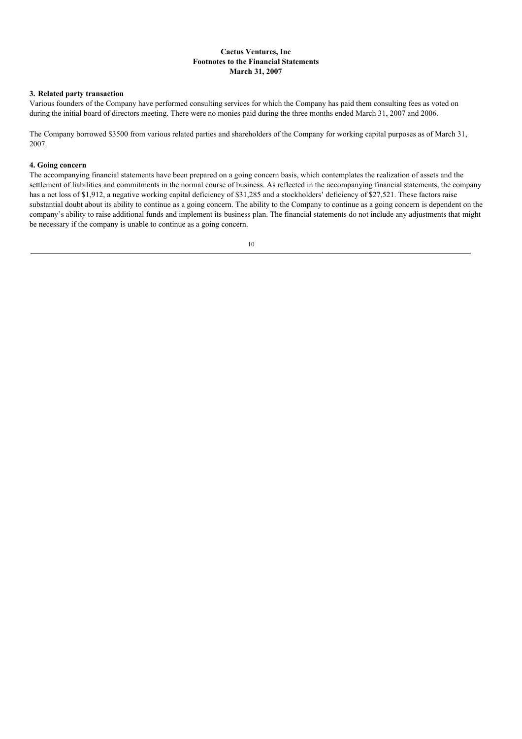**Cactus Ventures, Inc**
**Footnotes to the Financial Statements**
**March 31, 2007**

### 3. Related party transaction

Various founders of the Company have performed consulting services for which the Company has paid them consulting fees as voted on during the initial board of directors meeting. There were no monies paid during the three months ended March 31, 2007 and 2006.

The Company borrowed $3500 from various related parties and shareholders of the Company for working capital purposes as of March 31, 2007.

### 4. Going concern

The accompanying financial statements have been prepared on a going concern basis, which contemplates the realization of assets and the settlement of liabilities and commitments in the normal course of business. As reflected in the accompanying financial statements, the company has a net loss of $1,912, a negative working capital deficiency of $31,285 and a stockholders' deficiency of $27,521. These factors raise substantial doubt about its ability to continue as a going concern. The ability to the Company to continue as a going concern is dependent on the company's ability to raise additional funds and implement its business plan. The financial statements do not include any adjustments that might be necessary if the company is unable to continue as a going concern.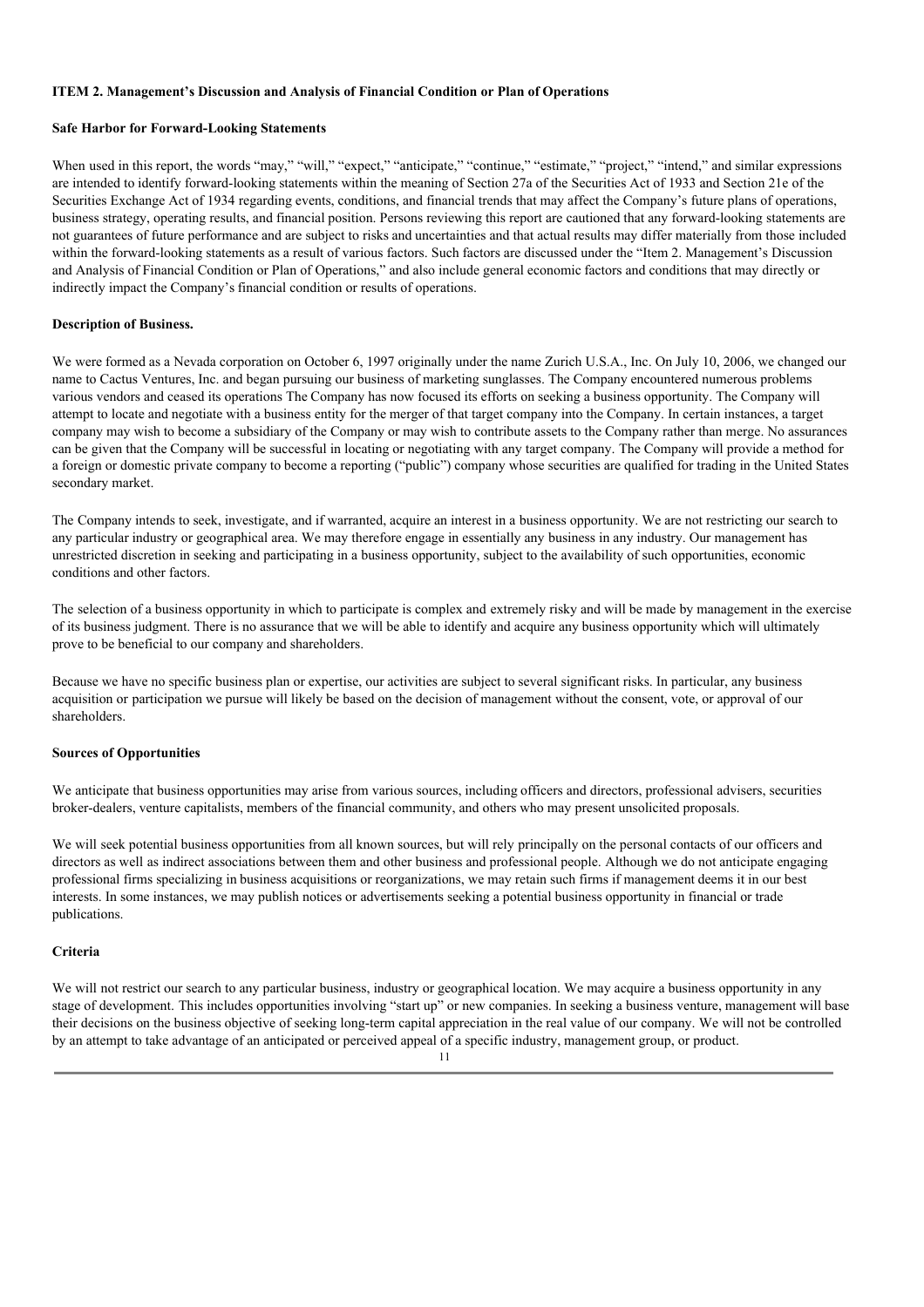**ITEM 2. Management's Discussion and Analysis of Financial Condition or Plan of Operations**

**Safe Harbor for Forward-Looking Statements**

When used in this report, the words "may," "will," "expect," "anticipate," "continue," "estimate," "project," "intend," and similar expressions are intended to identify forward-looking statements within the meaning of Section 27a of the Securities Act of 1933 and Section 21e of the Securities Exchange Act of 1934 regarding events, conditions, and financial trends that may affect the Company's future plans of operations, business strategy, operating results, and financial position. Persons reviewing this report are cautioned that any forward-looking statements are not guarantees of future performance and are subject to risks and uncertainties and that actual results may differ materially from those included within the forward-looking statements as a result of various factors. Such factors are discussed under the "Item 2. Management's Discussion and Analysis of Financial Condition or Plan of Operations," and also include general economic factors and conditions that may directly or indirectly impact the Company's financial condition or results of operations.

**Description of Business.**

We were formed as a Nevada corporation on October 6, 1997 originally under the name Zurich U.S.A., Inc. On July 10, 2006, we changed our name to Cactus Ventures, Inc. and began pursuing our business of marketing sunglasses. The Company encountered numerous problems various vendors and ceased its operations The Company has now focused its efforts on seeking a business opportunity. The Company will attempt to locate and negotiate with a business entity for the merger of that target company into the Company. In certain instances, a target company may wish to become a subsidiary of the Company or may wish to contribute assets to the Company rather than merge. No assurances can be given that the Company will be successful in locating or negotiating with any target company. The Company will provide a method for a foreign or domestic private company to become a reporting ("public") company whose securities are qualified for trading in the United States secondary market.

The Company intends to seek, investigate, and if warranted, acquire an interest in a business opportunity. We are not restricting our search to any particular industry or geographical area. We may therefore engage in essentially any business in any industry. Our management has unrestricted discretion in seeking and participating in a business opportunity, subject to the availability of such opportunities, economic conditions and other factors.

The selection of a business opportunity in which to participate is complex and extremely risky and will be made by management in the exercise of its business judgment. There is no assurance that we will be able to identify and acquire any business opportunity which will ultimately prove to be beneficial to our company and shareholders.

Because we have no specific business plan or expertise, our activities are subject to several significant risks. In particular, any business acquisition or participation we pursue will likely be based on the decision of management without the consent, vote, or approval of our shareholders.

**Sources of Opportunities**

We anticipate that business opportunities may arise from various sources, including officers and directors, professional advisers, securities broker-dealers, venture capitalists, members of the financial community, and others who may present unsolicited proposals.

We will seek potential business opportunities from all known sources, but will rely principally on the personal contacts of our officers and directors as well as indirect associations between them and other business and professional people. Although we do not anticipate engaging professional firms specializing in business acquisitions or reorganizations, we may retain such firms if management deems it in our best interests. In some instances, we may publish notices or advertisements seeking a potential business opportunity in financial or trade publications.

**Criteria**

We will not restrict our search to any particular business, industry or geographical location. We may acquire a business opportunity in any stage of development. This includes opportunities involving "start up" or new companies. In seeking a business venture, management will base their decisions on the business objective of seeking long-term capital appreciation in the real value of our company. We will not be controlled by an attempt to take advantage of an anticipated or perceived appeal of a specific industry, management group, or product.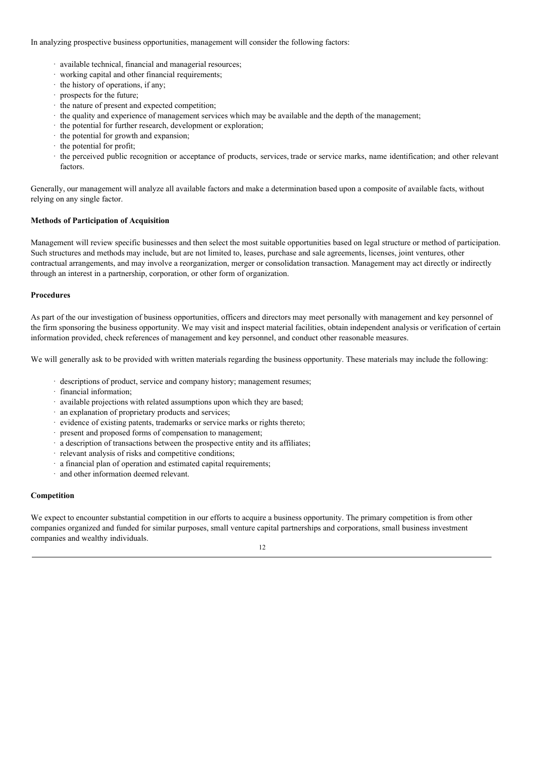In analyzing prospective business opportunities, management will consider the following factors:

- available technical, financial and managerial resources;
- working capital and other financial requirements;
- the history of operations, if any;
- prospects for the future;
- the nature of present and expected competition;
- the quality and experience of management services which may be available and the depth of the management;
- the potential for further research, development or exploration;
- the potential for growth and expansion;
- the potential for profit;
- the perceived public recognition or acceptance of products, services, trade or service marks, name identification; and other relevant factors.

Generally, our management will analyze all available factors and make a determination based upon a composite of available facts, without relying on any single factor.

**Methods of Participation of Acquisition**

Management will review specific businesses and then select the most suitable opportunities based on legal structure or method of participation. Such structures and methods may include, but are not limited to, leases, purchase and sale agreements, licenses, joint ventures, other contractual arrangements, and may involve a reorganization, merger or consolidation transaction. Management may act directly or indirectly through an interest in a partnership, corporation, or other form of organization.

**Procedures**

As part of the our investigation of business opportunities, officers and directors may meet personally with management and key personnel of the firm sponsoring the business opportunity. We may visit and inspect material facilities, obtain independent analysis or verification of certain information provided, check references of management and key personnel, and conduct other reasonable measures.

We will generally ask to be provided with written materials regarding the business opportunity. These materials may include the following:

- descriptions of product, service and company history; management resumes;
- financial information;
- available projections with related assumptions upon which they are based;
- an explanation of proprietary products and services;
- evidence of existing patents, trademarks or service marks or rights thereto;
- present and proposed forms of compensation to management;
- a description of transactions between the prospective entity and its affiliates;
- relevant analysis of risks and competitive conditions;
- a financial plan of operation and estimated capital requirements;
- and other information deemed relevant.

**Competition**

We expect to encounter substantial competition in our efforts to acquire a business opportunity. The primary competition is from other companies organized and funded for similar purposes, small venture capital partnerships and corporations, small business investment companies and wealthy individuals.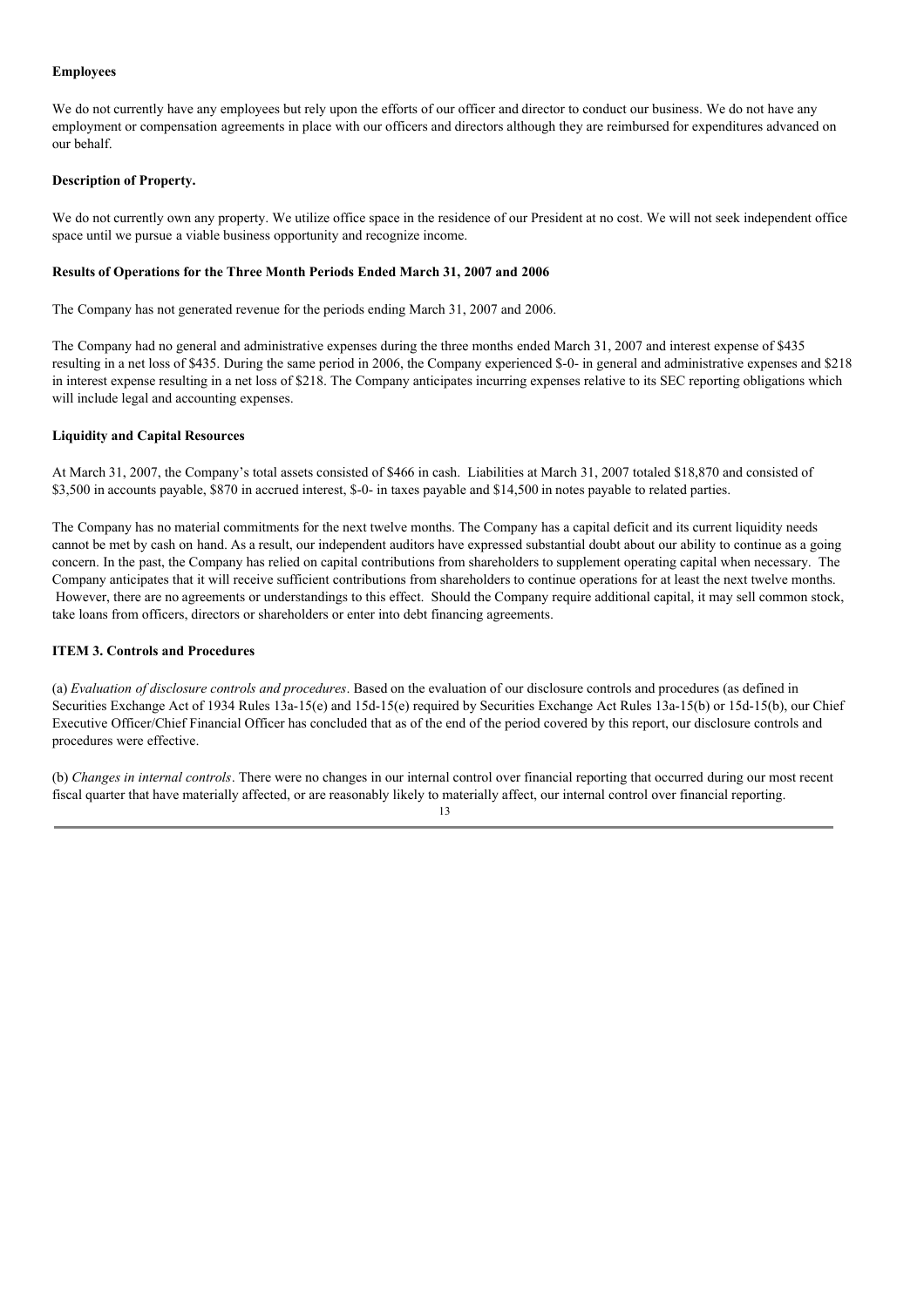**Employees**

We do not currently have any employees but rely upon the efforts of our officer and director to conduct our business. We do not have any employment or compensation agreements in place with our officers and directors although they are reimbursed for expenditures advanced on our behalf.

**Description of Property.**

We do not currently own any property. We utilize office space in the residence of our President at no cost. We will not seek independent office space until we pursue a viable business opportunity and recognize income.

**Results of Operations for the Three Month Periods Ended March 31, 2007 and 2006**

The Company has not generated revenue for the periods ending March 31, 2007 and 2006.

The Company had no general and administrative expenses during the three months ended March 31, 2007 and interest expense of $435 resulting in a net loss of $435. During the same period in 2006, the Company experienced $-0- in general and administrative expenses and $218 in interest expense resulting in a net loss of $218. The Company anticipates incurring expenses relative to its SEC reporting obligations which will include legal and accounting expenses.

**Liquidity and Capital Resources**

At March 31, 2007, the Company's total assets consisted of $466 in cash. Liabilities at March 31, 2007 totaled $18,870 and consisted of $3,500 in accounts payable, $870 in accrued interest, $-0- in taxes payable and $14,500 in notes payable to related parties.

The Company has no material commitments for the next twelve months. The Company has a capital deficit and its current liquidity needs cannot be met by cash on hand. As a result, our independent auditors have expressed substantial doubt about our ability to continue as a going concern. In the past, the Company has relied on capital contributions from shareholders to supplement operating capital when necessary. The Company anticipates that it will receive sufficient contributions from shareholders to continue operations for at least the next twelve months. However, there are no agreements or understandings to this effect. Should the Company require additional capital, it may sell common stock, take loans from officers, directors or shareholders or enter into debt financing agreements.

**ITEM 3. Controls and Procedures**

(a) *Evaluation of disclosure controls and procedures*. Based on the evaluation of our disclosure controls and procedures (as defined in Securities Exchange Act of 1934 Rules 13a-15(e) and 15d-15(e) required by Securities Exchange Act Rules 13a-15(b) or 15d-15(b), our Chief Executive Officer/Chief Financial Officer has concluded that as of the end of the period covered by this report, our disclosure controls and procedures were effective.

(b) *Changes in internal controls*. There were no changes in our internal control over financial reporting that occurred during our most recent fiscal quarter that have materially affected, or are reasonably likely to materially affect, our internal control over financial reporting.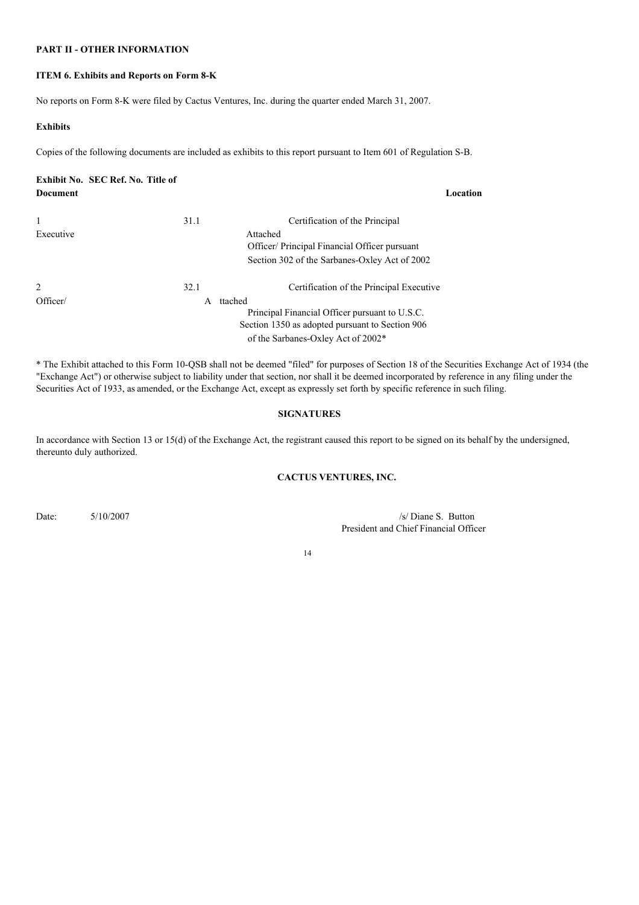**PART II - OTHER INFORMATION**

**ITEM 6. Exhibits and Reports on Form 8-K**

No reports on Form 8-K were filed by Cactus Ventures, Inc. during the quarter ended March 31, 2007.

**Exhibits**

Copies of the following documents are included as exhibits to this report pursuant to Item 601 of Regulation S-B.

| Exhibit No. | SEC Ref. No. | Title of Document | Location |
|---|---|---|---|
| 1 | 31.1 | Certification of the Principal Executive Officer/ Principal Financial Officer pursuant Section 302 of the Sarbanes-Oxley Act of 2002 | Attached |
| 2 | 32.1 | Certification of the Principal Executive Officer/ Principal Financial Officer pursuant to U.S.C. Section 1350 as adopted pursuant to Section 906 of the Sarbanes-Oxley Act of 2002* | Attached |

* The Exhibit attached to this Form 10-QSB shall not be deemed "filed" for purposes of Section 18 of the Securities Exchange Act of 1934 (the "Exchange Act") or otherwise subject to liability under that section, nor shall it be deemed incorporated by reference in any filing under the Securities Act of 1933, as amended, or the Exchange Act, except as expressly set forth by specific reference in such filing.

**SIGNATURES**

In accordance with Section 13 or 15(d) of the Exchange Act, the registrant caused this report to be signed on its behalf by the undersigned, thereunto duly authorized.

**CACTUS VENTURES, INC.**

Date: 5/10/2007

/s/ Diane S. Button
President and Chief Financial Officer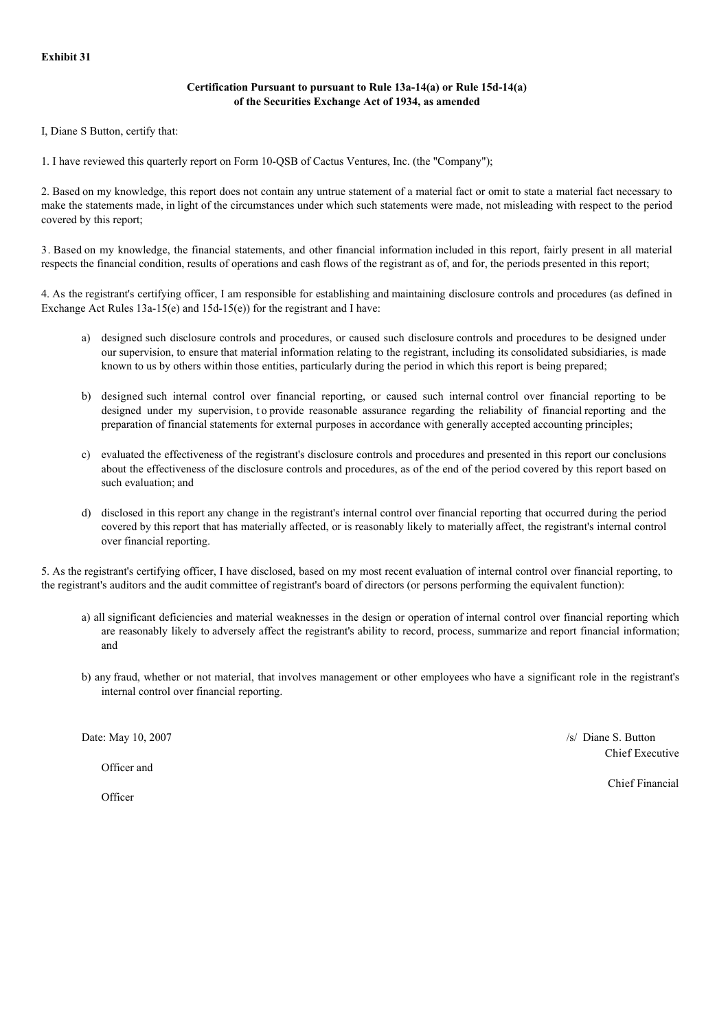**Exhibit 31**

**Certification Pursuant to pursuant to Rule 13a-14(a) or Rule 15d-14(a) of the Securities Exchange Act of 1934, as amended**

I, Diane S Button, certify that:

1. I have reviewed this quarterly report on Form 10-QSB of Cactus Ventures, Inc. (the "Company");

2. Based on my knowledge, this report does not contain any untrue statement of a material fact or omit to state a material fact necessary to make the statements made, in light of the circumstances under which such statements were made, not misleading with respect to the period covered by this report;

3. Based on my knowledge, the financial statements, and other financial information included in this report, fairly present in all material respects the financial condition, results of operations and cash flows of the registrant as of, and for, the periods presented in this report;

4. As the registrant's certifying officer, I am responsible for establishing and maintaining disclosure controls and procedures (as defined in Exchange Act Rules 13a-15(e) and 15d-15(e)) for the registrant and I have:

a) designed such disclosure controls and procedures, or caused such disclosure controls and procedures to be designed under our supervision, to ensure that material information relating to the registrant, including its consolidated subsidiaries, is made known to us by others within those entities, particularly during the period in which this report is being prepared;

b) designed such internal control over financial reporting, or caused such internal control over financial reporting to be designed under my supervision, to provide reasonable assurance regarding the reliability of financial reporting and the preparation of financial statements for external purposes in accordance with generally accepted accounting principles;

c) evaluated the effectiveness of the registrant's disclosure controls and procedures and presented in this report our conclusions about the effectiveness of the disclosure controls and procedures, as of the end of the period covered by this report based on such evaluation; and

d) disclosed in this report any change in the registrant's internal control over financial reporting that occurred during the period covered by this report that has materially affected, or is reasonably likely to materially affect, the registrant's internal control over financial reporting.

5. As the registrant's certifying officer, I have disclosed, based on my most recent evaluation of internal control over financial reporting, to the registrant's auditors and the audit committee of registrant's board of directors (or persons performing the equivalent function):

a) all significant deficiencies and material weaknesses in the design or operation of internal control over financial reporting which are reasonably likely to adversely affect the registrant's ability to record, process, summarize and report financial information; and

b) any fraud, whether or not material, that involves management or other employees who have a significant role in the registrant's internal control over financial reporting.

Date: May 10, 2007

/s/ Diane S. Button
Chief Executive Officer and
Chief Financial Officer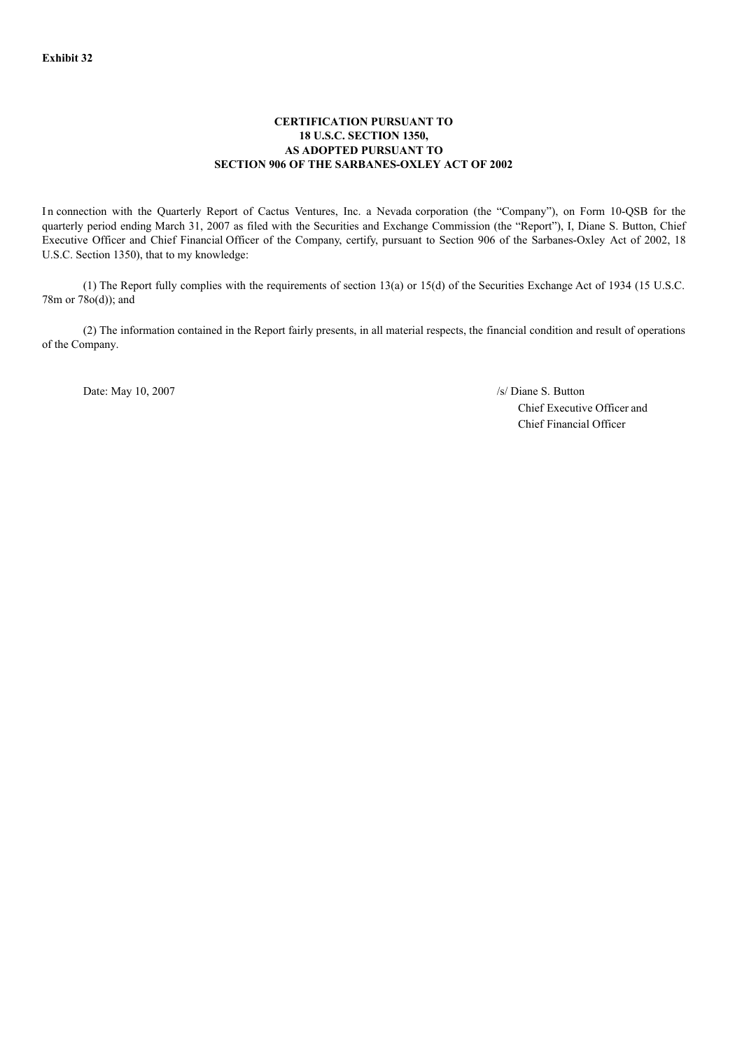**Exhibit 32**

**CERTIFICATION PURSUANT TO**
**18 U.S.C. SECTION 1350,**
**AS ADOPTED PURSUANT TO**
**SECTION 906 OF THE SARBANES-OXLEY ACT OF 2002**

In connection with the Quarterly Report of Cactus Ventures, Inc. a Nevada corporation (the "Company"), on Form 10-QSB for the quarterly period ending March 31, 2007 as filed with the Securities and Exchange Commission (the "Report"), I, Diane S. Button, Chief Executive Officer and Chief Financial Officer of the Company, certify, pursuant to Section 906 of the Sarbanes-Oxley Act of 2002, 18 U.S.C. Section 1350), that to my knowledge:

(1) The Report fully complies with the requirements of section 13(a) or 15(d) of the Securities Exchange Act of 1934 (15 U.S.C. 78m or 78o(d)); and

(2) The information contained in the Report fairly presents, in all material respects, the financial condition and result of operations of the Company.

Date: May 10, 2007

/s/ Diane S. Button
Chief Executive Officer and
Chief Financial Officer